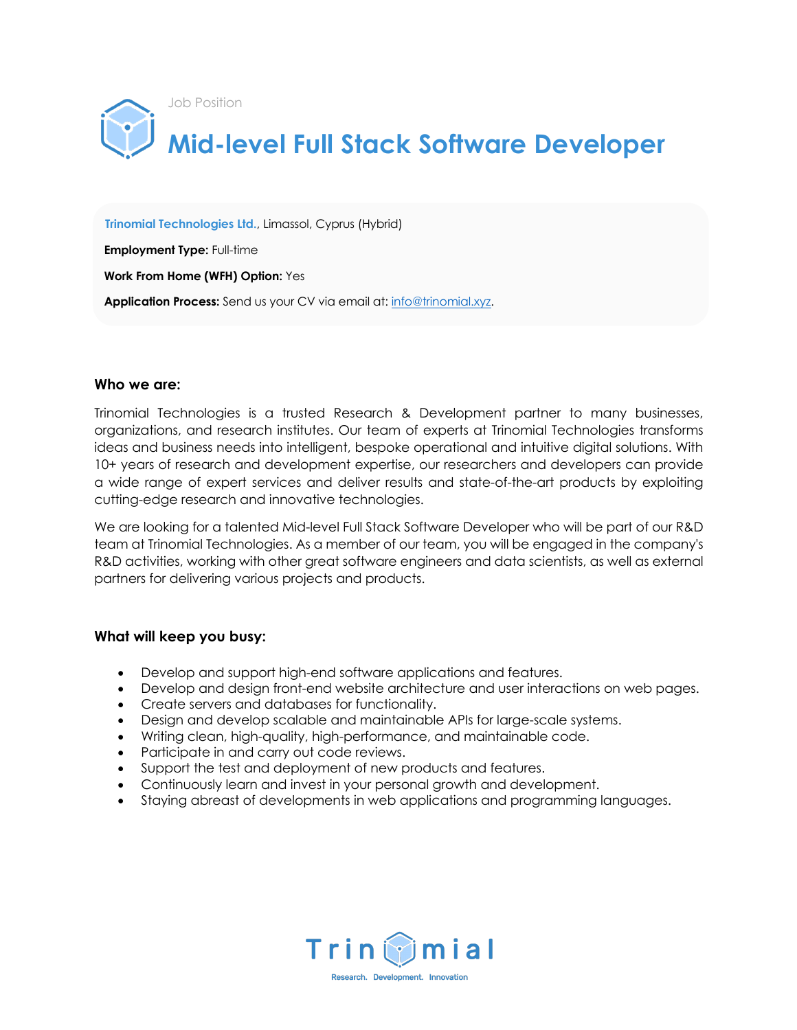Job Position

# Mid-level Full Stack Software Developer

**Trinomial Technologies Ltd.**, Limassol, Cyprus (Hybrid)

**Employment Type:** Full-time

**Work From Home (WFH) Option:** Yes

**Application Process:** Send us your CV via email at: info@trinomial.xyz.

### Who we are:

Trinomial Technologies is a trusted Research & Development partner to many businesses, organizations, and research institutes. Our team of experts at Trinomial Technologies transforms ideas and business needs into intelligent, bespoke operational and intuitive digital solutions. With 10+ years of research and development expertise, our researchers and developers can provide a wide range of expert services and deliver results and state-of-the-art products by exploiting cutting-edge research and innovative technologies.

We are looking for a talented Mid-level Full Stack Software Developer who will be part of our R&D team at Trinomial Technologies. As a member of our team, you will be engaged in the company's R&D activities, working with other great software engineers and data scientists, as well as external partners for delivering various projects and products.

### What will keep you busy:

- Develop and support high-end software applications and features.
- Develop and design front-end website architecture and user interactions on web pages.
- Create servers and databases for functionality.
- Design and develop scalable and maintainable APIs for large-scale systems.
- Writing clean, high-quality, high-performance, and maintainable code.
- Participate in and carry out code reviews.
- Support the test and deployment of new products and features.
- Continuously learn and invest in your personal growth and development.
- Staying abreast of developments in web applications and programming languages.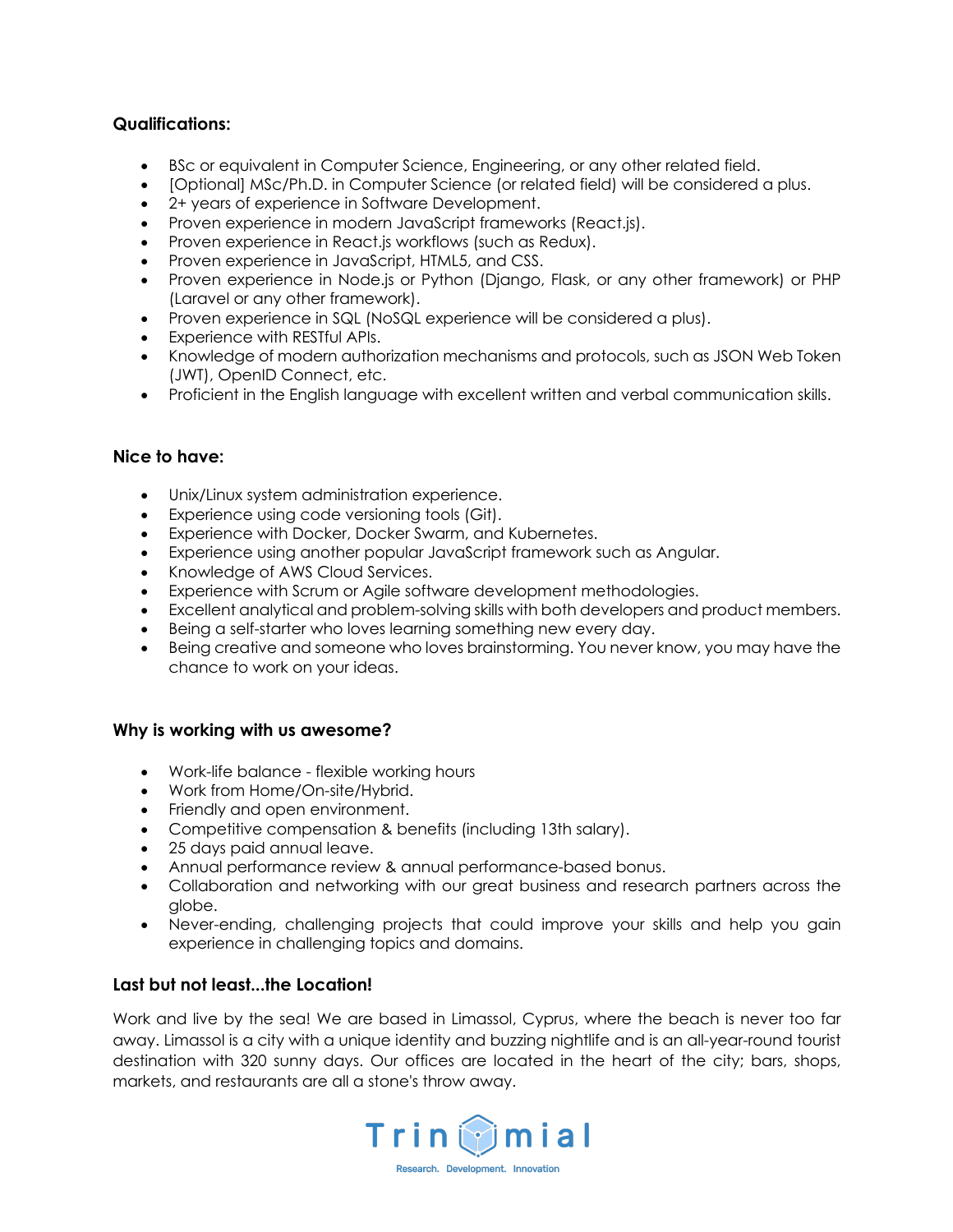**Qualifications:**

- BSc or equivalent in Computer Science, Engineering, or any other related field.
- [Optional] MSc/Ph.D. in Computer Science (or related field) will be considered a plus.
- 2+ years of experience in Software Development.
- Proven experience in modern JavaScript frameworks (React.js).
- Proven experience in React.js workflows (such as Redux).
- Proven experience in JavaScript, HTML5, and CSS.
- Proven experience in Node.js or Python (Django, Flask, or any other framework) or PHP (Laravel or any other framework).
- Proven experience in SQL (NoSQL experience will be considered a plus).
- Experience with RESTful APIs.
- Knowledge of modern authorization mechanisms and protocols, such as JSON Web Token (JWT), OpenID Connect, etc.
- Proficient in the English language with excellent written and verbal communication skills.

**Nice to have:**

- Unix/Linux system administration experience.
- Experience using code versioning tools (Git).
- Experience with Docker, Docker Swarm, and Kubernetes.
- Experience using another popular JavaScript framework such as Angular.
- Knowledge of AWS Cloud Services.
- Experience with Scrum or Agile software development methodologies.
- Excellent analytical and problem-solving skills with both developers and product members.
- Being a self-starter who loves learning something new every day.
- Being creative and someone who loves brainstorming. You never know, you may have the chance to work on your ideas.

**Why is working with us awesome?**

- Work-life balance - flexible working hours
- Work from Home/On-site/Hybrid.
- Friendly and open environment.
- Competitive compensation & benefits (including 13th salary).
- 25 days paid annual leave.
- Annual performance review & annual performance-based bonus.
- Collaboration and networking with our great business and research partners across the globe.
- Never-ending, challenging projects that could improve your skills and help you gain experience in challenging topics and domains.

**Last but not least...the Location!**

Work and live by the sea! We are based in Limassol, Cyprus, where the beach is never too far away. Limassol is a city with a unique identity and buzzing nightlife and is an all-year-round tourist destination with 320 sunny days. Our offices are located in the heart of the city; bars, shops, markets, and restaurants are all a stone's throw away.

Trinomial

Research. Development. Innovation